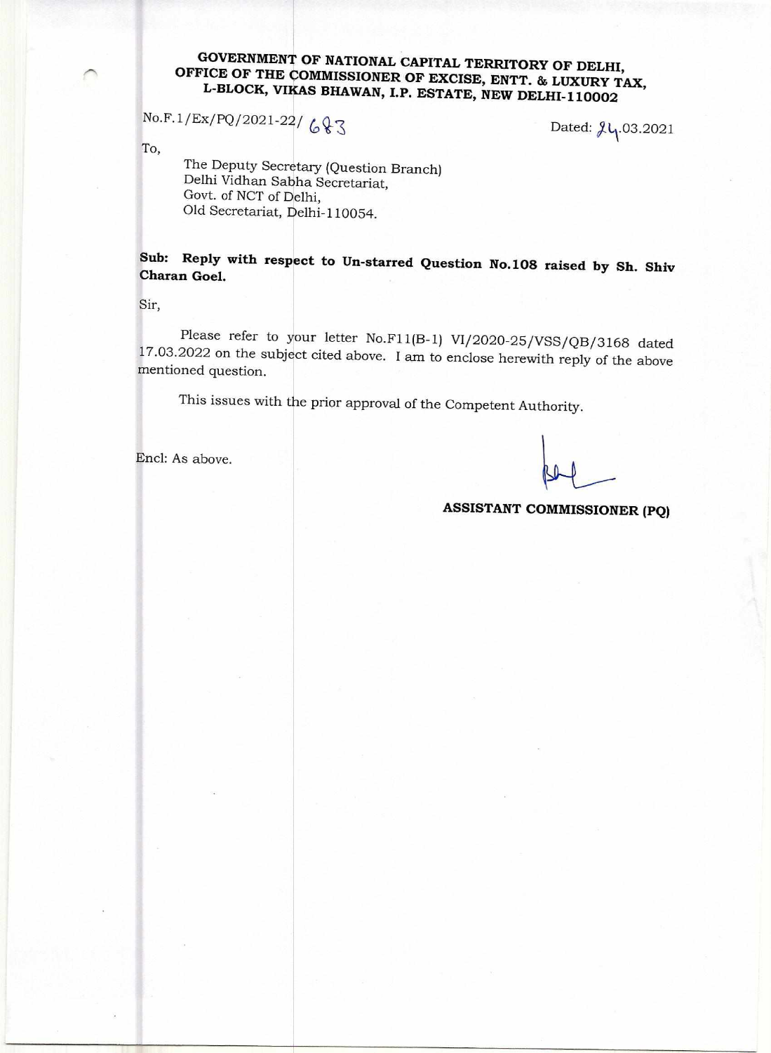**GOVERNMENT OF NATIONAL CAPITAL TERRITORY OF DELHI,**
**OFFICE OF THE COMMISSIONER OF EXCISE, ENTT. & LUXURY TAX,**
**L-BLOCK, VIKAS BHAWAN, I.P. ESTATE, NEW DELHI-110002**

No.F.1/Ex/PQ/2021-22/ 683

Dated: 24.03.2021

To,

The Deputy Secretary (Question Branch)
Delhi Vidhan Sabha Secretariat,
Govt. of NCT of Delhi,
Old Secretariat, Delhi-110054.

**Sub: Reply with respect to Un-starred Question No.108 raised by Sh. Shiv Charan Goel.**

Sir,

Please refer to your letter No.F11(B-1) VI/2020-25/VSS/QB/3168 dated 17.03.2022 on the subject cited above. I am to enclose herewith reply of the above mentioned question.

This issues with the prior approval of the Competent Authority.

Encl: As above.

**ASSISTANT COMMISSIONER (PQ)**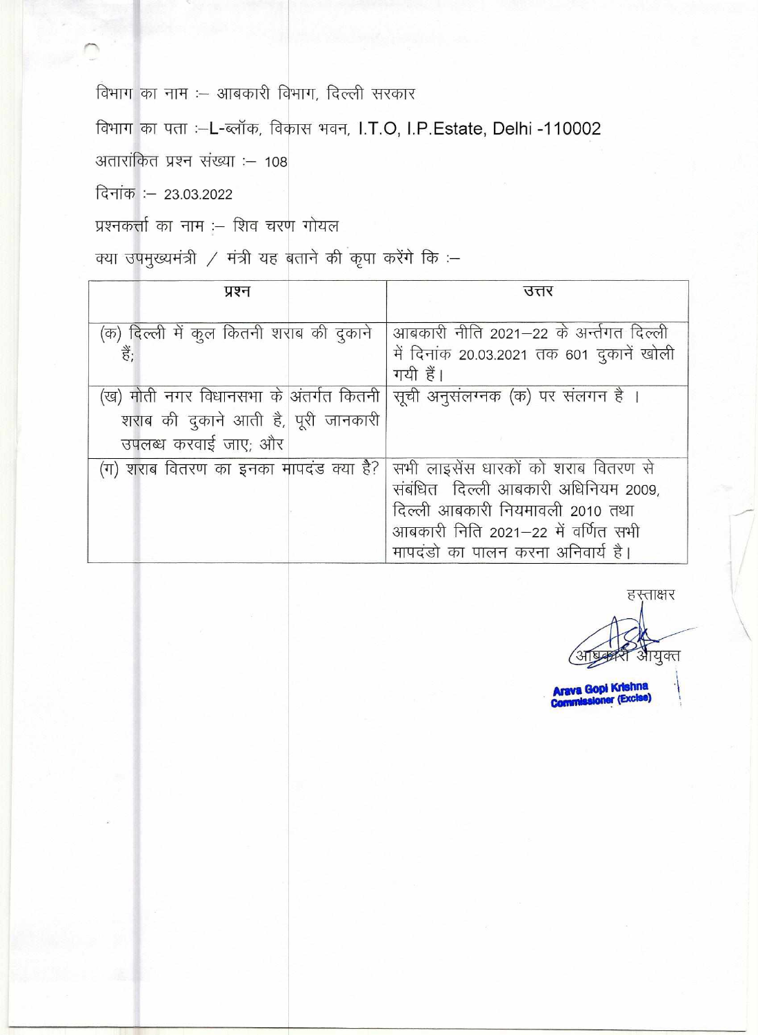विभाग का नाम :– आबकारी विभाग, दिल्ली सरकार

विभाग का पता :–L-ब्लॉक, विकास भवन, I.T.O, I.P.Estate, Delhi -110002

अतारांकित प्रश्न संख्या :– 108

दिनांक :– 23.03.2022

प्रश्नकर्ता का नाम :– शिव चरण गोयल

क्या उपमुख्यमंत्री / मंत्री यह बताने की कृपा करेंगे कि :–

| प्रश्न | उत्तर |
|---|---|
| (क) दिल्ली में कुल कितनी शराब की दुकाने हैं; | आबकारी नीति 2021–22 के अर्न्तगत दिल्ली में दिनांक 20.03.2021 तक 601 दुकानें खोली गयी हैं। |
| (ख) मोती नगर विधानसभा के अंतर्गत कितनी शराब की दुकाने आती है, पूरी जानकारी उपलब्ध करवाई जाए; और | सूची अनुसंलग्नक (क) पर संलगन है । |
| (ग) शराब वितरण का इनका मापदंड क्या है? | सभी लाइसेंस धारकों को शराब वितरण से संबंधित दिल्ली आबकारी अधिनियम 2009, दिल्ली आबकारी नियमावली 2010 तथा आबकारी निति 2021–22 में वर्णित सभी मापदंडो का पालन करना अनिवार्य है। |

हस्ताक्षर

आबकारी आयुक्त

**Arava Gopi Krishna**
**Commissioner (Excise)**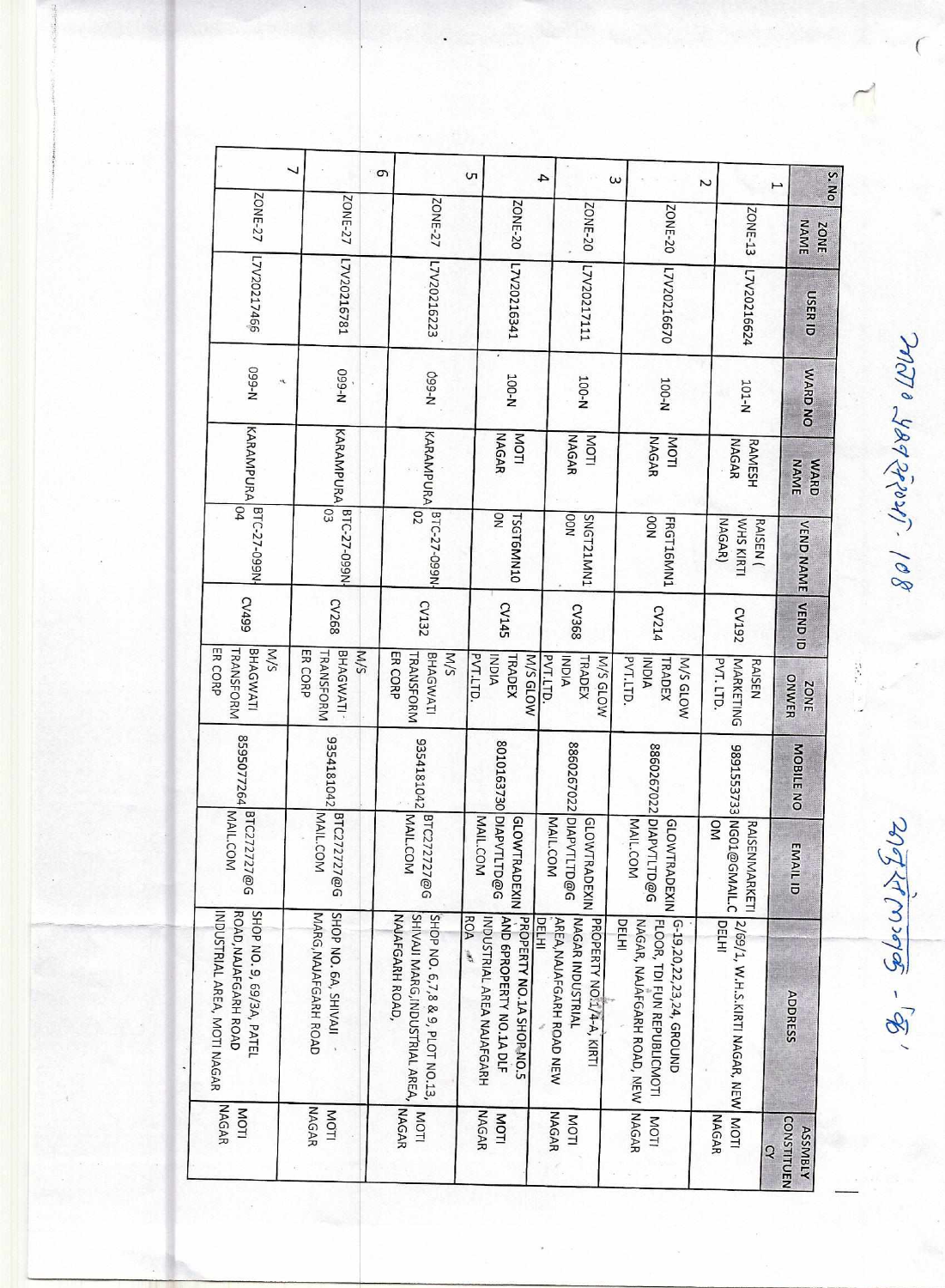मार्ग प्रकरण संख्या. 108 अनुसंधान - क.

| S. No | ZONE NAME | USER ID | WARD NO | WARD NAME | VEND NAME | VEND ID | ZONE ONWER | MOBILE NO | EMAIL ID | ADDRESS | ASSMBLY CONSTITUENCY |
|---|---|---|---|---|---|---|---|---|---|---|---|
| 1 | ZONE-13 | L7V20216624 | 101-N | RAMESH NAGAR | RAISEN ( WHS KIRTI NAGAR) | CV192 | RAISEN MARKETING PVT. LTD. | 9891553733 | RAISENMARKETING01@GMAIL.COM | 2/69/1, W.H.S.KIRTI NAGAR, NEW DELHI | MOTI NAGAR |
| 2 | ZONE-20 | L7V20216670 | 100-N | MOTI NAGAR | FRGT16MN100N | CV214 | M/S GLOW TRADEX INDIA PVT.LTD. | 8860267022 | GLOWTRADEXINDIAPVTLTD@GMAIL.COM | G-19,20,22,23,24, GROUND FLOOR, TDI FUN REPUBLICMOTI NAGAR, NAJAFGARH ROAD, NEW DELHI | MOTI NAGAR |
| 3 | ZONE-20 | L7V20217111 | 100-N | MOTI NAGAR | SNGT21MN100N | CV368 | M/S GLOW TRADEX INDIA PVT.LTD. | 8860267022 | GLOWTRADEXINDIAPVTLTD@GMAIL.COM | PROPERTY NO.1/4-A, KIRTI NAGAR INDUSTRIAL AREA,NAJAFGARH ROAD NEW DELHI | MOTI NAGAR |
| 4 | ZONE-20 | L7V20216341 | 100-N | MOTI NAGAR | TSGT6MN10ON | CV145 | M/S GLOW TRADEX INDIA PVT.LTD. | 8010163730 | GLOWTRADEXINDIAPVTLTD@GMAIL.COM | PROPERTY NO.1A SHOP NO.5 AND 6PROPERTY NO.1A DLF INDUSTRIAL AREA NAJAFGARH ROA | MOTI NAGAR |
| 5 | ZONE-27 | L7V20216223 | 099-N | KARAMPURA | BTC-27-099N-02 | CV132 | M/S BHAGWATI TRANSFORMER CORP | 9354181042 | BTC272727@GMAIL.COM | SHOP NO. 6,7,8 & 9, PLOT NO.13, SHIVAJI MARG,INDUSTRIAL AREA, NAJAFGARH ROAD, | MOTI NAGAR |
| 6 | ZONE-27 | L7V20216781 | 099-N | KARAMPURA | BTC-27-099N-03 | CV268 | M/S BHAGWATI TRANSFORMER CORP | 9354181042 | BTC272727@GMAIL.COM | SHOP NO. 6A, SHIVAJI MARG,NAJAFGARH ROAD | MOTI NAGAR |
| 7 | ZONE-27 | L7V20217466 | 099-N | KARAMPURA | BTC-27-099N-04 | CV499 | M/S BHAGWATI TRANSFORMER CORP | 8595077264 | BTC272727@GMAIL.COM | SHOP NO.9, 69/3A, PATEL ROAD, NAJAFGARH ROAD INDUSTRIAL AREA, MOTI NAGAR | MOTI NAGAR |